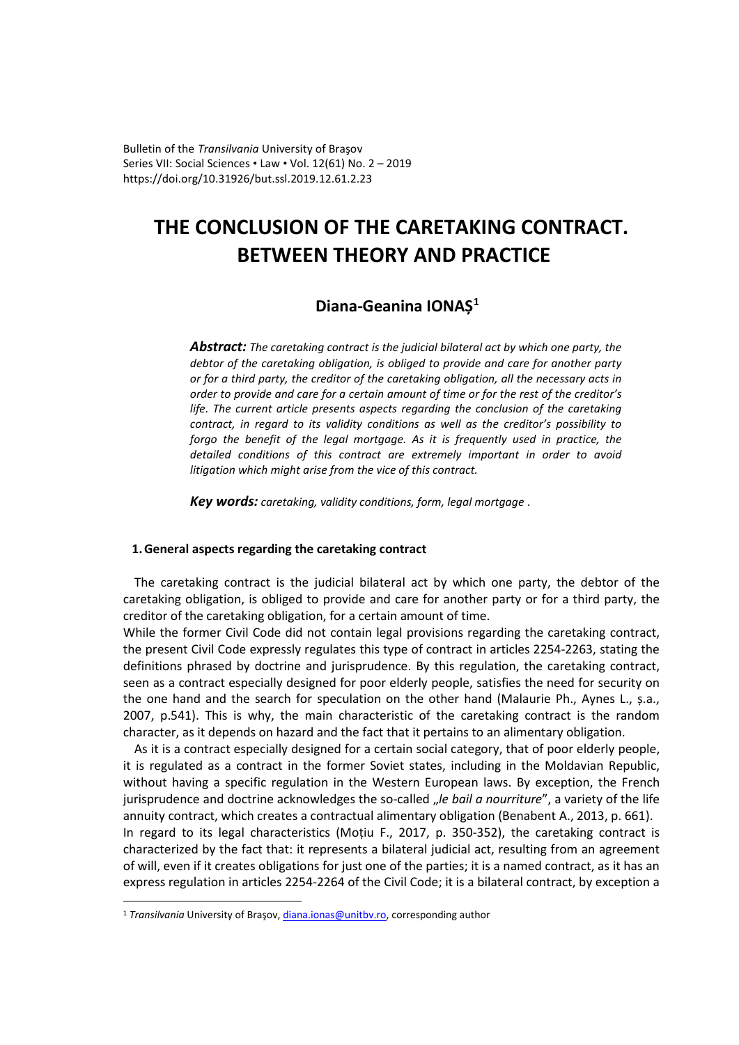Bulletin of the *Transilvania* University of Braşov
Series VII: Social Sciences • Law • Vol. 12(61) No. 2 – 2019
https://doi.org/10.31926/but.ssl.2019.12.61.2.23

# THE CONCLUSION OF THE CARETAKING CONTRACT. BETWEEN THEORY AND PRACTICE

## Diana-Geanina IONAȘ[1]

***Abstract:*** *The caretaking contract is the judicial bilateral act by which one party, the debtor of the caretaking obligation, is obliged to provide and care for another party or for a third party, the creditor of the caretaking obligation, all the necessary acts in order to provide and care for a certain amount of time or for the rest of the creditor's life. The current article presents aspects regarding the conclusion of the caretaking contract, in regard to its validity conditions as well as the creditor's possibility to forgo the benefit of the legal mortgage. As it is frequently used in practice, the detailed conditions of this contract are extremely important in order to avoid litigation which might arise from the vice of this contract.*

***Key words:*** *caretaking, validity conditions, form, legal mortgage .*

### 1. General aspects regarding the caretaking contract

The caretaking contract is the judicial bilateral act by which one party, the debtor of the caretaking obligation, is obliged to provide and care for another party or for a third party, the creditor of the caretaking obligation, for a certain amount of time.

While the former Civil Code did not contain legal provisions regarding the caretaking contract, the present Civil Code expressly regulates this type of contract in articles 2254-2263, stating the definitions phrased by doctrine and jurisprudence. By this regulation, the caretaking contract, seen as a contract especially designed for poor elderly people, satisfies the need for security on the one hand and the search for speculation on the other hand (Malaurie Ph., Aynes L., ș.a., 2007, p.541). This is why, the main characteristic of the caretaking contract is the random character, as it depends on hazard and the fact that it pertains to an alimentary obligation.

As it is a contract especially designed for a certain social category, that of poor elderly people, it is regulated as a contract in the former Soviet states, including in the Moldavian Republic, without having a specific regulation in the Western European laws. By exception, the French jurisprudence and doctrine acknowledges the so-called „*le bail a nourriture*", a variety of the life annuity contract, which creates a contractual alimentary obligation (Benabent A., 2013, p. 661).

In regard to its legal characteristics (Moțiu F., 2017, p. 350-352), the caretaking contract is characterized by the fact that: it represents a bilateral judicial act, resulting from an agreement of will, even if it creates obligations for just one of the parties; it is a named contract, as it has an express regulation in articles 2254-2264 of the Civil Code; it is a bilateral contract, by exception a

---

[1] *Transilvania* University of Braşov, diana.ionas@unitbv.ro, corresponding author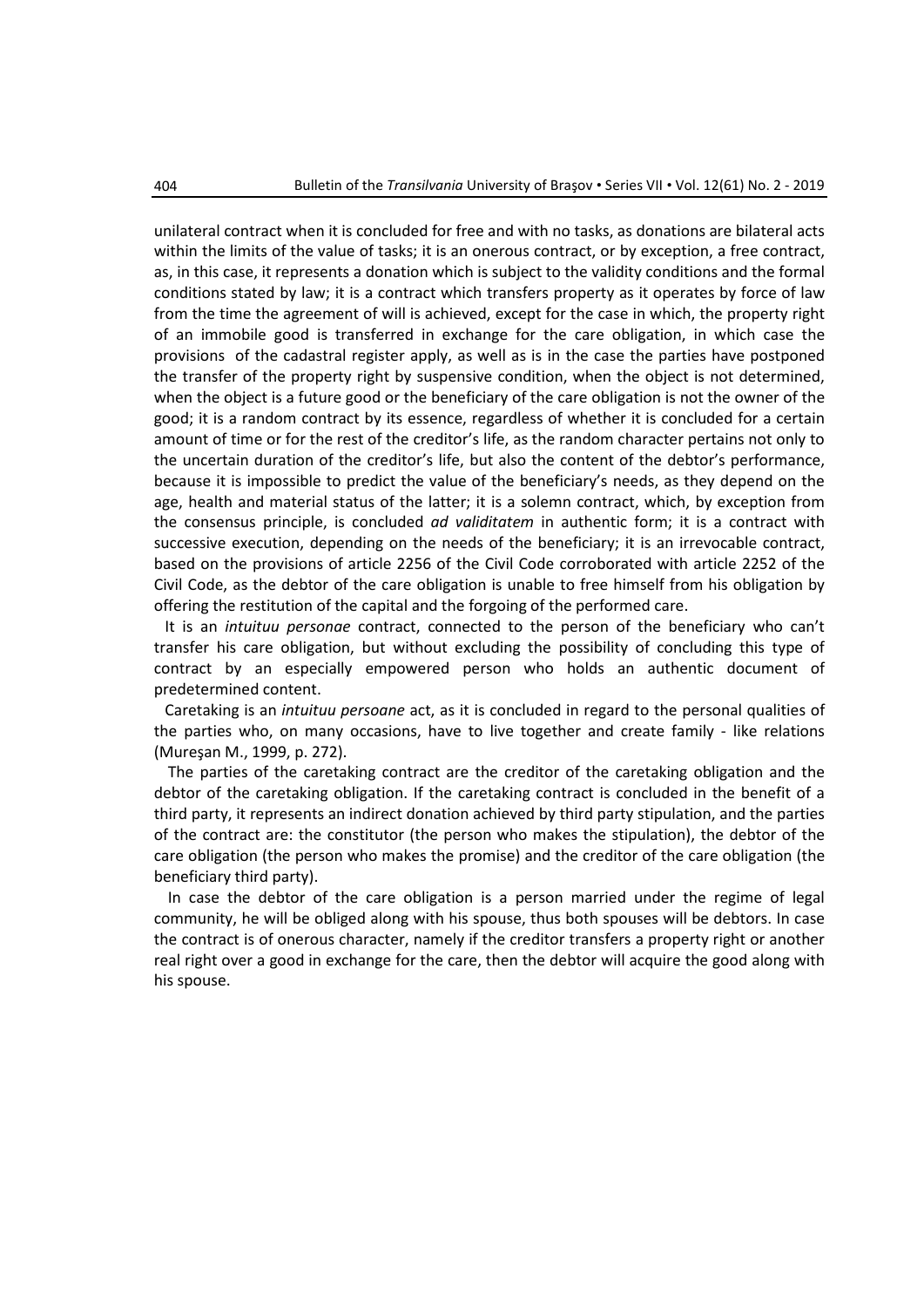unilateral contract when it is concluded for free and with no tasks, as donations are bilateral acts within the limits of the value of tasks; it is an onerous contract, or by exception, a free contract, as, in this case, it represents a donation which is subject to the validity conditions and the formal conditions stated by law; it is a contract which transfers property as it operates by force of law from the time the agreement of will is achieved, except for the case in which, the property right of an immobile good is transferred in exchange for the care obligation, in which case the provisions of the cadastral register apply, as well as is in the case the parties have postponed the transfer of the property right by suspensive condition, when the object is not determined, when the object is a future good or the beneficiary of the care obligation is not the owner of the good; it is a random contract by its essence, regardless of whether it is concluded for a certain amount of time or for the rest of the creditor's life, as the random character pertains not only to the uncertain duration of the creditor's life, but also the content of the debtor's performance, because it is impossible to predict the value of the beneficiary's needs, as they depend on the age, health and material status of the latter; it is a solemn contract, which, by exception from the consensus principle, is concluded *ad validitatem* in authentic form; it is a contract with successive execution, depending on the needs of the beneficiary; it is an irrevocable contract, based on the provisions of article 2256 of the Civil Code corroborated with article 2252 of the Civil Code, as the debtor of the care obligation is unable to free himself from his obligation by offering the restitution of the capital and the forgoing of the performed care.

It is an *intuituu personae* contract, connected to the person of the beneficiary who can't transfer his care obligation, but without excluding the possibility of concluding this type of contract by an especially empowered person who holds an authentic document of predetermined content.

Caretaking is an *intuituu persoane* act, as it is concluded in regard to the personal qualities of the parties who, on many occasions, have to live together and create family - like relations (Mureşan M., 1999, p. 272).

The parties of the caretaking contract are the creditor of the caretaking obligation and the debtor of the caretaking obligation. If the caretaking contract is concluded in the benefit of a third party, it represents an indirect donation achieved by third party stipulation, and the parties of the contract are: the constitutor (the person who makes the stipulation), the debtor of the care obligation (the person who makes the promise) and the creditor of the care obligation (the beneficiary third party).

In case the debtor of the care obligation is a person married under the regime of legal community, he will be obliged along with his spouse, thus both spouses will be debtors. In case the contract is of onerous character, namely if the creditor transfers a property right or another real right over a good in exchange for the care, then the debtor will acquire the good along with his spouse.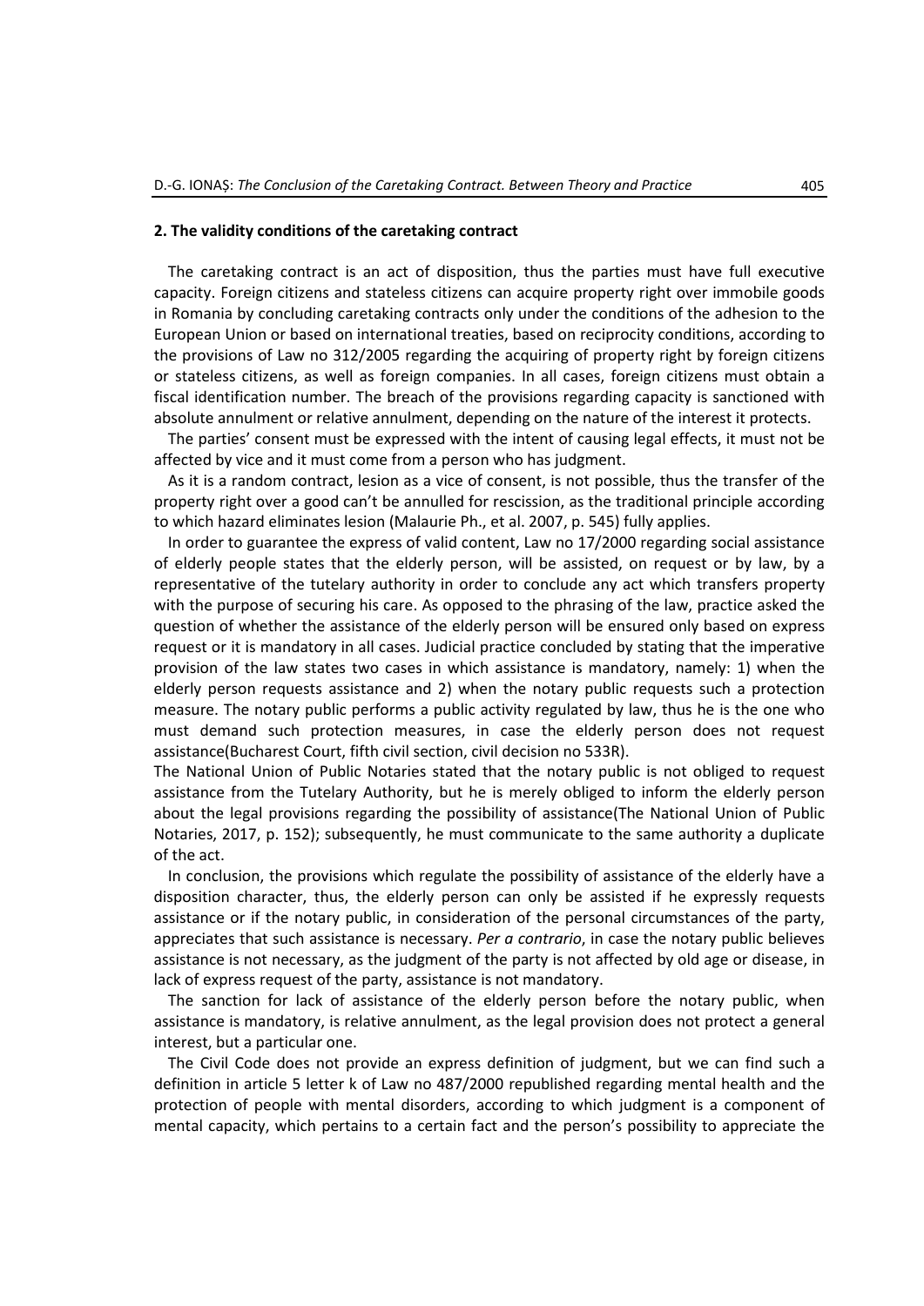## 2. The validity conditions of the caretaking contract

The caretaking contract is an act of disposition, thus the parties must have full executive capacity. Foreign citizens and stateless citizens can acquire property right over immobile goods in Romania by concluding caretaking contracts only under the conditions of the adhesion to the European Union or based on international treaties, based on reciprocity conditions, according to the provisions of Law no 312/2005 regarding the acquiring of property right by foreign citizens or stateless citizens, as well as foreign companies. In all cases, foreign citizens must obtain a fiscal identification number. The breach of the provisions regarding capacity is sanctioned with absolute annulment or relative annulment, depending on the nature of the interest it protects.

The parties' consent must be expressed with the intent of causing legal effects, it must not be affected by vice and it must come from a person who has judgment.

As it is a random contract, lesion as a vice of consent, is not possible, thus the transfer of the property right over a good can't be annulled for rescission, as the traditional principle according to which hazard eliminates lesion (Malaurie Ph., et al. 2007, p. 545) fully applies.

In order to guarantee the express of valid content, Law no 17/2000 regarding social assistance of elderly people states that the elderly person, will be assisted, on request or by law, by a representative of the tutelary authority in order to conclude any act which transfers property with the purpose of securing his care. As opposed to the phrasing of the law, practice asked the question of whether the assistance of the elderly person will be ensured only based on express request or it is mandatory in all cases. Judicial practice concluded by stating that the imperative provision of the law states two cases in which assistance is mandatory, namely: 1) when the elderly person requests assistance and 2) when the notary public requests such a protection measure. The notary public performs a public activity regulated by law, thus he is the one who must demand such protection measures, in case the elderly person does not request assistance(Bucharest Court, fifth civil section, civil decision no 533R).

The National Union of Public Notaries stated that the notary public is not obliged to request assistance from the Tutelary Authority, but he is merely obliged to inform the elderly person about the legal provisions regarding the possibility of assistance(The National Union of Public Notaries, 2017, p. 152); subsequently, he must communicate to the same authority a duplicate of the act.

In conclusion, the provisions which regulate the possibility of assistance of the elderly have a disposition character, thus, the elderly person can only be assisted if he expressly requests assistance or if the notary public, in consideration of the personal circumstances of the party, appreciates that such assistance is necessary. *Per a contrario*, in case the notary public believes assistance is not necessary, as the judgment of the party is not affected by old age or disease, in lack of express request of the party, assistance is not mandatory.

The sanction for lack of assistance of the elderly person before the notary public, when assistance is mandatory, is relative annulment, as the legal provision does not protect a general interest, but a particular one.

The Civil Code does not provide an express definition of judgment, but we can find such a definition in article 5 letter k of Law no 487/2000 republished regarding mental health and the protection of people with mental disorders, according to which judgment is a component of mental capacity, which pertains to a certain fact and the person's possibility to appreciate the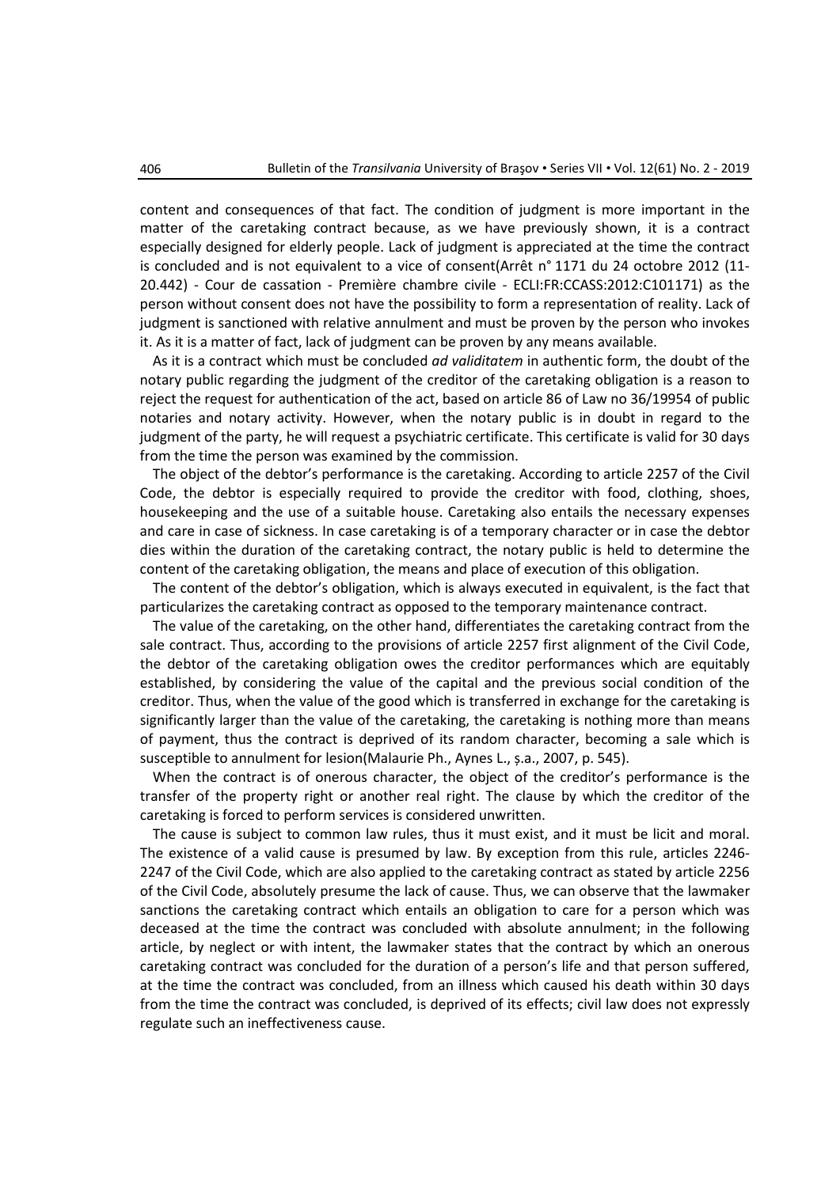content and consequences of that fact. The condition of judgment is more important in the matter of the caretaking contract because, as we have previously shown, it is a contract especially designed for elderly people. Lack of judgment is appreciated at the time the contract is concluded and is not equivalent to a vice of consent(Arrêt n° 1171 du 24 octobre 2012 (11-20.442) - Cour de cassation - Première chambre civile - ECLI:FR:CCASS:2012:C101171) as the person without consent does not have the possibility to form a representation of reality. Lack of judgment is sanctioned with relative annulment and must be proven by the person who invokes it. As it is a matter of fact, lack of judgment can be proven by any means available.

As it is a contract which must be concluded *ad validitatem* in authentic form, the doubt of the notary public regarding the judgment of the creditor of the caretaking obligation is a reason to reject the request for authentication of the act, based on article 86 of Law no 36/19954 of public notaries and notary activity. However, when the notary public is in doubt in regard to the judgment of the party, he will request a psychiatric certificate. This certificate is valid for 30 days from the time the person was examined by the commission.

The object of the debtor's performance is the caretaking. According to article 2257 of the Civil Code, the debtor is especially required to provide the creditor with food, clothing, shoes, housekeeping and the use of a suitable house. Caretaking also entails the necessary expenses and care in case of sickness. In case caretaking is of a temporary character or in case the debtor dies within the duration of the caretaking contract, the notary public is held to determine the content of the caretaking obligation, the means and place of execution of this obligation.

The content of the debtor's obligation, which is always executed in equivalent, is the fact that particularizes the caretaking contract as opposed to the temporary maintenance contract.

The value of the caretaking, on the other hand, differentiates the caretaking contract from the sale contract. Thus, according to the provisions of article 2257 first alignment of the Civil Code, the debtor of the caretaking obligation owes the creditor performances which are equitably established, by considering the value of the capital and the previous social condition of the creditor. Thus, when the value of the good which is transferred in exchange for the caretaking is significantly larger than the value of the caretaking, the caretaking is nothing more than means of payment, thus the contract is deprived of its random character, becoming a sale which is susceptible to annulment for lesion(Malaurie Ph., Aynes L., ș.a., 2007, p. 545).

When the contract is of onerous character, the object of the creditor's performance is the transfer of the property right or another real right. The clause by which the creditor of the caretaking is forced to perform services is considered unwritten.

The cause is subject to common law rules, thus it must exist, and it must be licit and moral. The existence of a valid cause is presumed by law. By exception from this rule, articles 2246-2247 of the Civil Code, which are also applied to the caretaking contract as stated by article 2256 of the Civil Code, absolutely presume the lack of cause. Thus, we can observe that the lawmaker sanctions the caretaking contract which entails an obligation to care for a person which was deceased at the time the contract was concluded with absolute annulment; in the following article, by neglect or with intent, the lawmaker states that the contract by which an onerous caretaking contract was concluded for the duration of a person's life and that person suffered, at the time the contract was concluded, from an illness which caused his death within 30 days from the time the contract was concluded, is deprived of its effects; civil law does not expressly regulate such an ineffectiveness cause.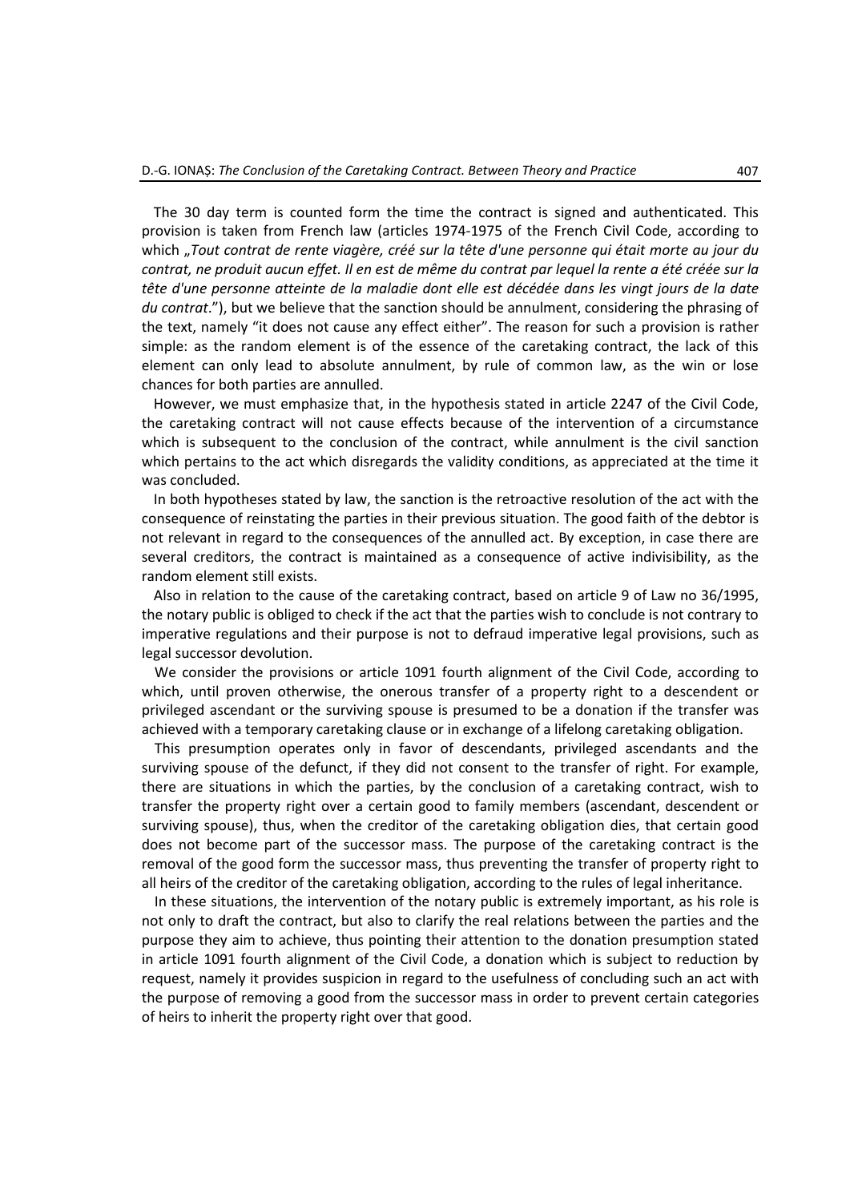The 30 day term is counted form the time the contract is signed and authenticated. This provision is taken from French law (articles 1974-1975 of the French Civil Code, according to which „*Tout contrat de rente viagère, créé sur la tête d'une personne qui était morte au jour du contrat, ne produit aucun effet. Il en est de même du contrat par lequel la rente a été créée sur la tête d'une personne atteinte de la maladie dont elle est décédée dans les vingt jours de la date du contrat*."), but we believe that the sanction should be annulment, considering the phrasing of the text, namely "it does not cause any effect either". The reason for such a provision is rather simple: as the random element is of the essence of the caretaking contract, the lack of this element can only lead to absolute annulment, by rule of common law, as the win or lose chances for both parties are annulled.

However, we must emphasize that, in the hypothesis stated in article 2247 of the Civil Code, the caretaking contract will not cause effects because of the intervention of a circumstance which is subsequent to the conclusion of the contract, while annulment is the civil sanction which pertains to the act which disregards the validity conditions, as appreciated at the time it was concluded.

In both hypotheses stated by law, the sanction is the retroactive resolution of the act with the consequence of reinstating the parties in their previous situation. The good faith of the debtor is not relevant in regard to the consequences of the annulled act. By exception, in case there are several creditors, the contract is maintained as a consequence of active indivisibility, as the random element still exists.

Also in relation to the cause of the caretaking contract, based on article 9 of Law no 36/1995, the notary public is obliged to check if the act that the parties wish to conclude is not contrary to imperative regulations and their purpose is not to defraud imperative legal provisions, such as legal successor devolution.

We consider the provisions or article 1091 fourth alignment of the Civil Code, according to which, until proven otherwise, the onerous transfer of a property right to a descendent or privileged ascendant or the surviving spouse is presumed to be a donation if the transfer was achieved with a temporary caretaking clause or in exchange of a lifelong caretaking obligation.

This presumption operates only in favor of descendants, privileged ascendants and the surviving spouse of the defunct, if they did not consent to the transfer of right. For example, there are situations in which the parties, by the conclusion of a caretaking contract, wish to transfer the property right over a certain good to family members (ascendant, descendent or surviving spouse), thus, when the creditor of the caretaking obligation dies, that certain good does not become part of the successor mass. The purpose of the caretaking contract is the removal of the good form the successor mass, thus preventing the transfer of property right to all heirs of the creditor of the caretaking obligation, according to the rules of legal inheritance.

In these situations, the intervention of the notary public is extremely important, as his role is not only to draft the contract, but also to clarify the real relations between the parties and the purpose they aim to achieve, thus pointing their attention to the donation presumption stated in article 1091 fourth alignment of the Civil Code, a donation which is subject to reduction by request, namely it provides suspicion in regard to the usefulness of concluding such an act with the purpose of removing a good from the successor mass in order to prevent certain categories of heirs to inherit the property right over that good.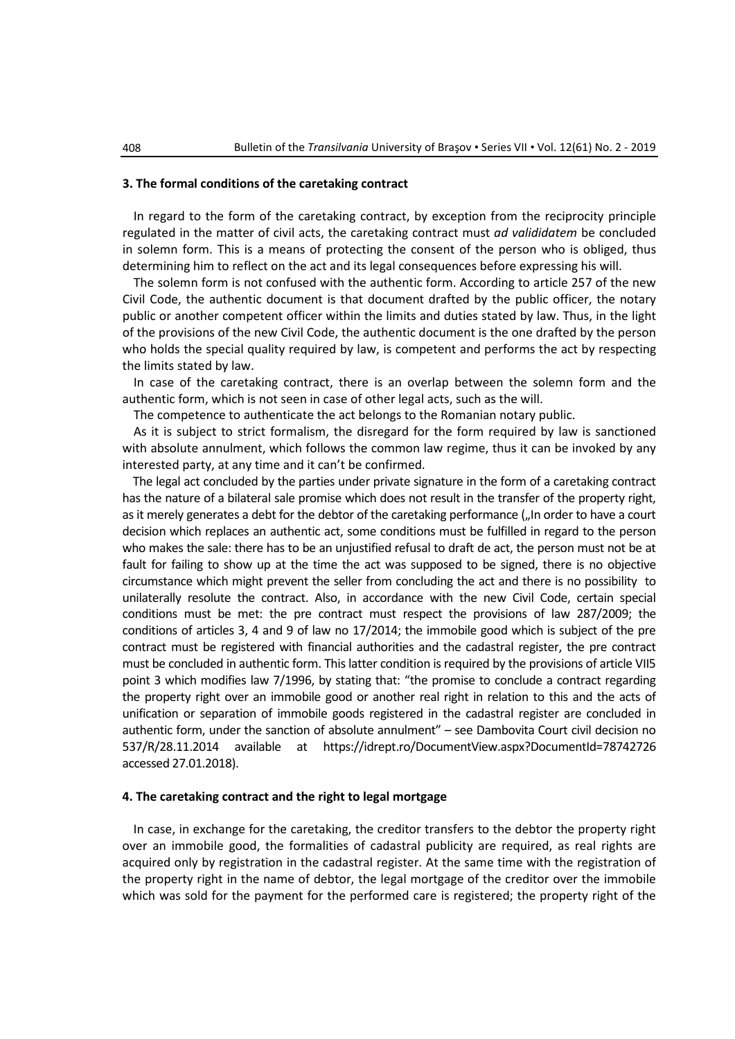### 3. The formal conditions of the caretaking contract

In regard to the form of the caretaking contract, by exception from the reciprocity principle regulated in the matter of civil acts, the caretaking contract must *ad valididatem* be concluded in solemn form. This is a means of protecting the consent of the person who is obliged, thus determining him to reflect on the act and its legal consequences before expressing his will.

The solemn form is not confused with the authentic form. According to article 257 of the new Civil Code, the authentic document is that document drafted by the public officer, the notary public or another competent officer within the limits and duties stated by law. Thus, in the light of the provisions of the new Civil Code, the authentic document is the one drafted by the person who holds the special quality required by law, is competent and performs the act by respecting the limits stated by law.

In case of the caretaking contract, there is an overlap between the solemn form and the authentic form, which is not seen in case of other legal acts, such as the will.

The competence to authenticate the act belongs to the Romanian notary public.

As it is subject to strict formalism, the disregard for the form required by law is sanctioned with absolute annulment, which follows the common law regime, thus it can be invoked by any interested party, at any time and it can't be confirmed.

The legal act concluded by the parties under private signature in the form of a caretaking contract has the nature of a bilateral sale promise which does not result in the transfer of the property right, as it merely generates a debt for the debtor of the caretaking performance („In order to have a court decision which replaces an authentic act, some conditions must be fulfilled in regard to the person who makes the sale: there has to be an unjustified refusal to draft de act, the person must not be at fault for failing to show up at the time the act was supposed to be signed, there is no objective circumstance which might prevent the seller from concluding the act and there is no possibility to unilaterally resolute the contract. Also, in accordance with the new Civil Code, certain special conditions must be met: the pre contract must respect the provisions of law 287/2009; the conditions of articles 3, 4 and 9 of law no 17/2014; the immobile good which is subject of the pre contract must be registered with financial authorities and the cadastral register, the pre contract must be concluded in authentic form. This latter condition is required by the provisions of article VII5 point 3 which modifies law 7/1996, by stating that: "the promise to conclude a contract regarding the property right over an immobile good or another real right in relation to this and the acts of unification or separation of immobile goods registered in the cadastral register are concluded in authentic form, under the sanction of absolute annulment" – see Dambovita Court civil decision no 537/R/28.11.2014 available at https://idrept.ro/DocumentView.aspx?DocumentId=78742726 accessed 27.01.2018).

### 4. The caretaking contract and the right to legal mortgage

In case, in exchange for the caretaking, the creditor transfers to the debtor the property right over an immobile good, the formalities of cadastral publicity are required, as real rights are acquired only by registration in the cadastral register. At the same time with the registration of the property right in the name of debtor, the legal mortgage of the creditor over the immobile which was sold for the payment for the performed care is registered; the property right of the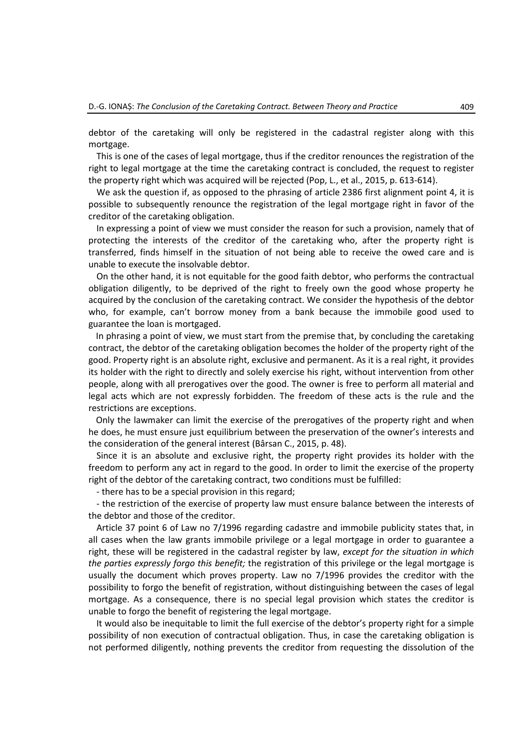debtor of the caretaking will only be registered in the cadastral register along with this mortgage.

This is one of the cases of legal mortgage, thus if the creditor renounces the registration of the right to legal mortgage at the time the caretaking contract is concluded, the request to register the property right which was acquired will be rejected (Pop, L., et al., 2015, p. 613-614).

We ask the question if, as opposed to the phrasing of article 2386 first alignment point 4, it is possible to subsequently renounce the registration of the legal mortgage right in favor of the creditor of the caretaking obligation.

In expressing a point of view we must consider the reason for such a provision, namely that of protecting the interests of the creditor of the caretaking who, after the property right is transferred, finds himself in the situation of not being able to receive the owed care and is unable to execute the insolvable debtor.

On the other hand, it is not equitable for the good faith debtor, who performs the contractual obligation diligently, to be deprived of the right to freely own the good whose property he acquired by the conclusion of the caretaking contract. We consider the hypothesis of the debtor who, for example, can't borrow money from a bank because the immobile good used to guarantee the loan is mortgaged.

In phrasing a point of view, we must start from the premise that, by concluding the caretaking contract, the debtor of the caretaking obligation becomes the holder of the property right of the good. Property right is an absolute right, exclusive and permanent. As it is a real right, it provides its holder with the right to directly and solely exercise his right, without intervention from other people, along with all prerogatives over the good. The owner is free to perform all material and legal acts which are not expressly forbidden. The freedom of these acts is the rule and the restrictions are exceptions.

Only the lawmaker can limit the exercise of the prerogatives of the property right and when he does, he must ensure just equilibrium between the preservation of the owner's interests and the consideration of the general interest (Bârsan C., 2015, p. 48).

Since it is an absolute and exclusive right, the property right provides its holder with the freedom to perform any act in regard to the good. In order to limit the exercise of the property right of the debtor of the caretaking contract, two conditions must be fulfilled:

- there has to be a special provision in this regard;
- the restriction of the exercise of property law must ensure balance between the interests of the debtor and those of the creditor.

Article 37 point 6 of Law no 7/1996 regarding cadastre and immobile publicity states that, in all cases when the law grants immobile privilege or a legal mortgage in order to guarantee a right, these will be registered in the cadastral register by law, *except for the situation in which the parties expressly forgo this benefit;* the registration of this privilege or the legal mortgage is usually the document which proves property. Law no 7/1996 provides the creditor with the possibility to forgo the benefit of registration, without distinguishing between the cases of legal mortgage. As a consequence, there is no special legal provision which states the creditor is unable to forgo the benefit of registering the legal mortgage.

It would also be inequitable to limit the full exercise of the debtor's property right for a simple possibility of non execution of contractual obligation. Thus, in case the caretaking obligation is not performed diligently, nothing prevents the creditor from requesting the dissolution of the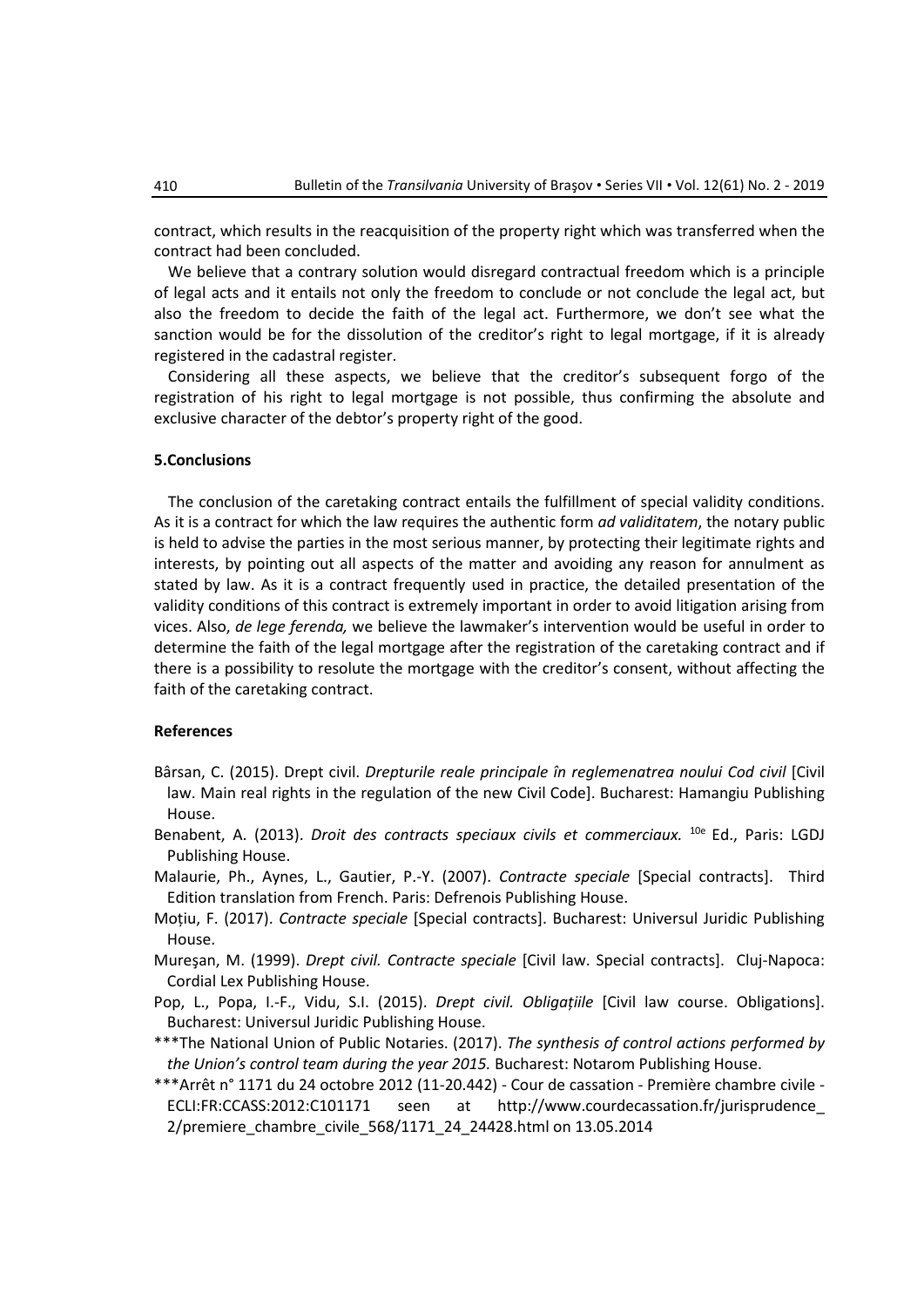contract, which results in the reacquisition of the property right which was transferred when the contract had been concluded.

We believe that a contrary solution would disregard contractual freedom which is a principle of legal acts and it entails not only the freedom to conclude or not conclude the legal act, but also the freedom to decide the faith of the legal act. Furthermore, we don't see what the sanction would be for the dissolution of the creditor's right to legal mortgage, if it is already registered in the cadastral register.

Considering all these aspects, we believe that the creditor's subsequent forgo of the registration of his right to legal mortgage is not possible, thus confirming the absolute and exclusive character of the debtor's property right of the good.

## 5.Conclusions

The conclusion of the caretaking contract entails the fulfillment of special validity conditions. As it is a contract for which the law requires the authentic form *ad validitatem*, the notary public is held to advise the parties in the most serious manner, by protecting their legitimate rights and interests, by pointing out all aspects of the matter and avoiding any reason for annulment as stated by law. As it is a contract frequently used in practice, the detailed presentation of the validity conditions of this contract is extremely important in order to avoid litigation arising from vices. Also, *de lege ferenda,* we believe the lawmaker's intervention would be useful in order to determine the faith of the legal mortgage after the registration of the caretaking contract and if there is a possibility to resolute the mortgage with the creditor's consent, without affecting the faith of the caretaking contract.

## References

Bârsan, C. (2015). Drept civil. *Drepturile reale principale în reglemenatrea noului Cod civil* [Civil law. Main real rights in the regulation of the new Civil Code]. Bucharest: Hamangiu Publishing House.

Benabent, A. (2013). *Droit des contracts speciaux civils et commerciaux.* 10e Ed., Paris: LGDJ Publishing House.

Malaurie, Ph., Aynes, L., Gautier, P.-Y. (2007). *Contracte speciale* [Special contracts]. Third Edition translation from French. Paris: Defrenois Publishing House.

Moțiu, F. (2017). *Contracte speciale* [Special contracts]. Bucharest: Universul Juridic Publishing House.

Mureşan, M. (1999). *Drept civil. Contracte speciale* [Civil law. Special contracts]. Cluj-Napoca: Cordial Lex Publishing House.

Pop, L., Popa, I.-F., Vidu, S.I. (2015). *Drept civil. Obligațiile* [Civil law course. Obligations]. Bucharest: Universul Juridic Publishing House.

***The National Union of Public Notaries. (2017). *The synthesis of control actions performed by the Union's control team during the year 2015.* Bucharest: Notarom Publishing House.

***Arrêt n° 1171 du 24 octobre 2012 (11-20.442) - Cour de cassation - Première chambre civile - ECLI:FR:CCASS:2012:C101171 seen at http://www.courdecassation.fr/jurisprudence_2/premiere_chambre_civile_568/1171_24_24428.html on 13.05.2014